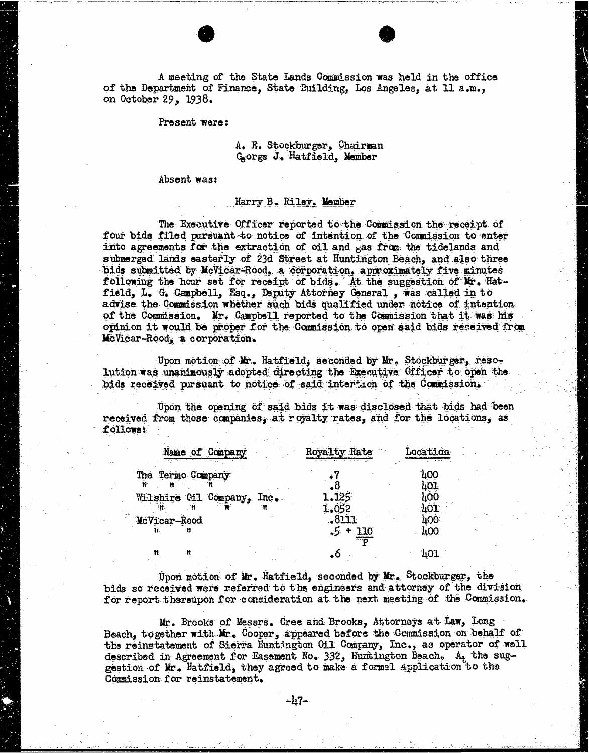A meeting of the State Lands Commission was held in the office of the Department of Finance, State Building, Los Angeles, at 11 a.m., on October 29, 1938.

Present were:

A. E. Stockburger, Chairman
George J. Hatfield, Member

Absent was:

Harry B. Riley, Member

The Executive Officer reported to the Commission the receipt of four bids filed pursuant to notice of intention of the Commission to enter into agreements for the extraction of oil and gas from the tidelands and submerged lands easterly of 23d Street at Huntington Beach, and also three bids submitted by McVicar-Rood, a corporation, approximately five minutes following the hour set for receipt of bids. At the suggestion of Mr. Hatfield, L. G. Campbell, Esq., Deputy Attorney General, was called in to advise the Commission whether such bids qualified under notice of intention of the Commission. Mr. Campbell reported to the Commission that it was his opinion it would be proper for the Commission to open said bids received from McVicar-Rood, a corporation.

Upon motion of Mr. Hatfield, seconded by Mr. Stockburger, resolution was unanimously adopted directing the Executive Officer to open the bids received pursuant to notice of said intention of the Commission.

Upon the opening of said bids it was disclosed that bids had been received from those companies, at royalty rates, and for the locations, as follows:

| Name of Company | Royalty Rate | Location |
|---|---|---|
| The Termo Company | .7 | 400 |
| " " " | .8 | 401 |
| Wilshire Oil Company, Inc. | 1.125 | 400 |
| " " " " | 1.052 | 401 |
| McVicar-Rood | .8111 | 400 |
| " " | $.5 + \frac{110}{P}$ | 400 |
| " " | .6 | 401 |

Upon motion of Mr. Hatfield, seconded by Mr. Stockburger, the bids so received were referred to the engineers and attorney of the division for report thereupon for consideration at the next meeting of the Commission.

Mr. Brooks of Messrs. Cree and Brooks, Attorneys at Law, Long Beach, together with Mr. Cooper, appeared before the Commission on behalf of the reinstatement of Sierra Huntington Oil Company, Inc., as operator of well described in Agreement for Easement No. 332, Huntington Beach. At the suggestion of Mr. Hatfield, they agreed to make a formal application to the Commission for reinstatement.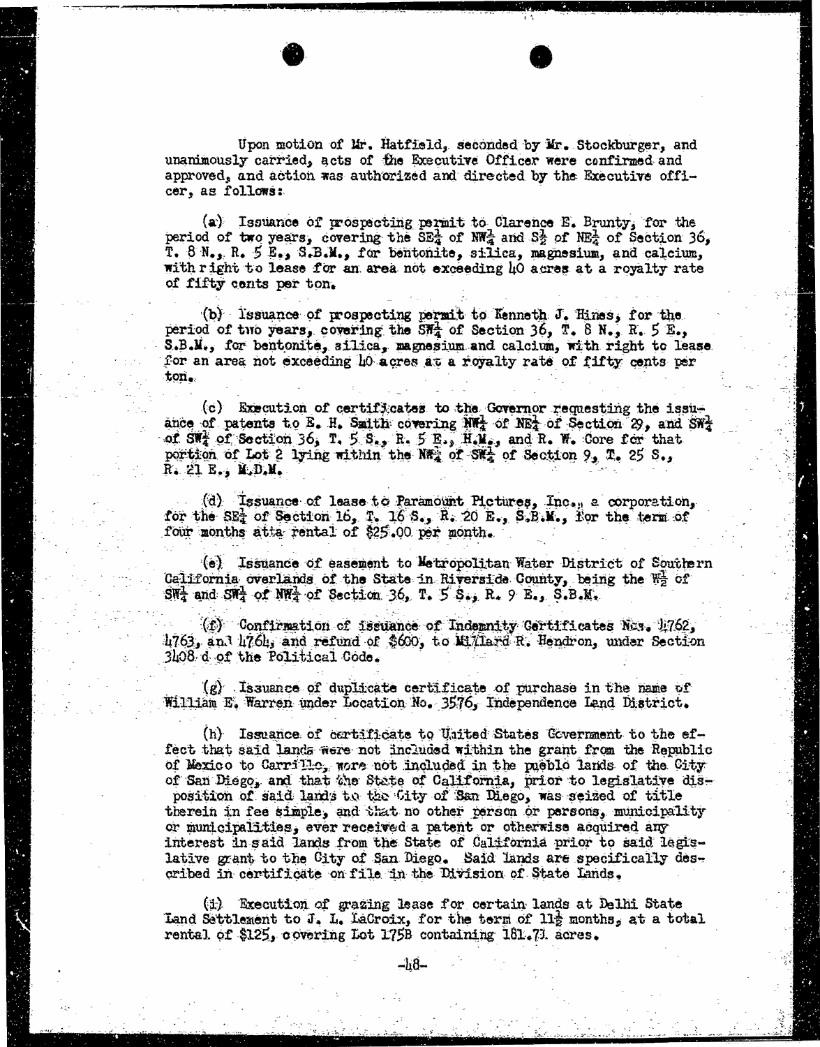Upon motion of Mr. Hatfield, seconded by Mr. Stockburger, and unanimously carried, acts of the Executive Officer were confirmed and approved, and action was authorized and directed by the Executive officer, as follows:

(a) Issuance of prospecting permit to Clarence E. Brunty, for the period of two years, covering the SE¼ of NW¼ and S½ of NE¼ of Section 36, T. 8 N., R. 5 E., S.B.M., for bentonite, silica, magnesium, and calcium, with right to lease for an area not exceeding 40 acres at a royalty rate of fifty cents per ton.

(b) Issuance of prospecting permit to Kenneth J. Hines, for the period of two years, covering the SW¼ of Section 36, T. 8 N., R. 5 E., S.B.M., for bentonite, silica, magnesium and calcium, with right to lease for an area not exceeding 40 acres at a royalty rate of fifty cents per ton.

(c) Execution of certificates to the Governor requesting the issuance of patents to E. H. Smith covering NW¼ of NE¼ of Section 29, and SW¼ of SW¼ of Section 36, T. 5 S., R. 5 E., H.M., and R. W. Core for that portion of Lot 2 lying within the NW¼ of SW¼ of Section 9, T. 25 S., R. 21 E., M.D.M.

(d) Issuance of lease to Paramount Pictures, Inc., a corporation, for the SE¼ of Section 16, T. 16 S., R. 20 E., S.B.M., for the term of four months at a rental of $25.00 per month.

(e) Issuance of easement to Metropolitan Water District of Southern California over lands of the State in Riverside County, being the W½ of SW¼ and SW¼ of NW¼ of Section 36, T. 5 S., R. 9 E., S.B.M.

(f) Confirmation of issuance of Indemnity Certificates Nos. 4762, 4763, and 4764, and refund of $600, to Millard R. Hendron, under Section 3408 d of the Political Code.

(g) Issuance of duplicate certificate of purchase in the name of William E. Warren under Location No. 3576, Independence Land District.

(h) Issuance of certificate to United States Government to the effect that said lands were not included within the grant from the Republic of Mexico to Carrillo, were not included in the pueblo lands of the City of San Diego, and that the State of California, prior to legislative disposition of said lands to the City of San Diego, was seized of title therein in fee simple, and that no other person or persons, municipality or municipalities, ever received a patent or otherwise acquired any interest in said lands from the State of California prior to said legislative grant to the City of San Diego. Said lands are specifically described in certificate on file in the Division of State Lands.

(i) Execution of grazing lease for certain lands at Delhi State Land Settlement to J. L. LaCroix, for the term of 11½ months, at a total rental of $125, covering Lot 175B containing 181.71 acres.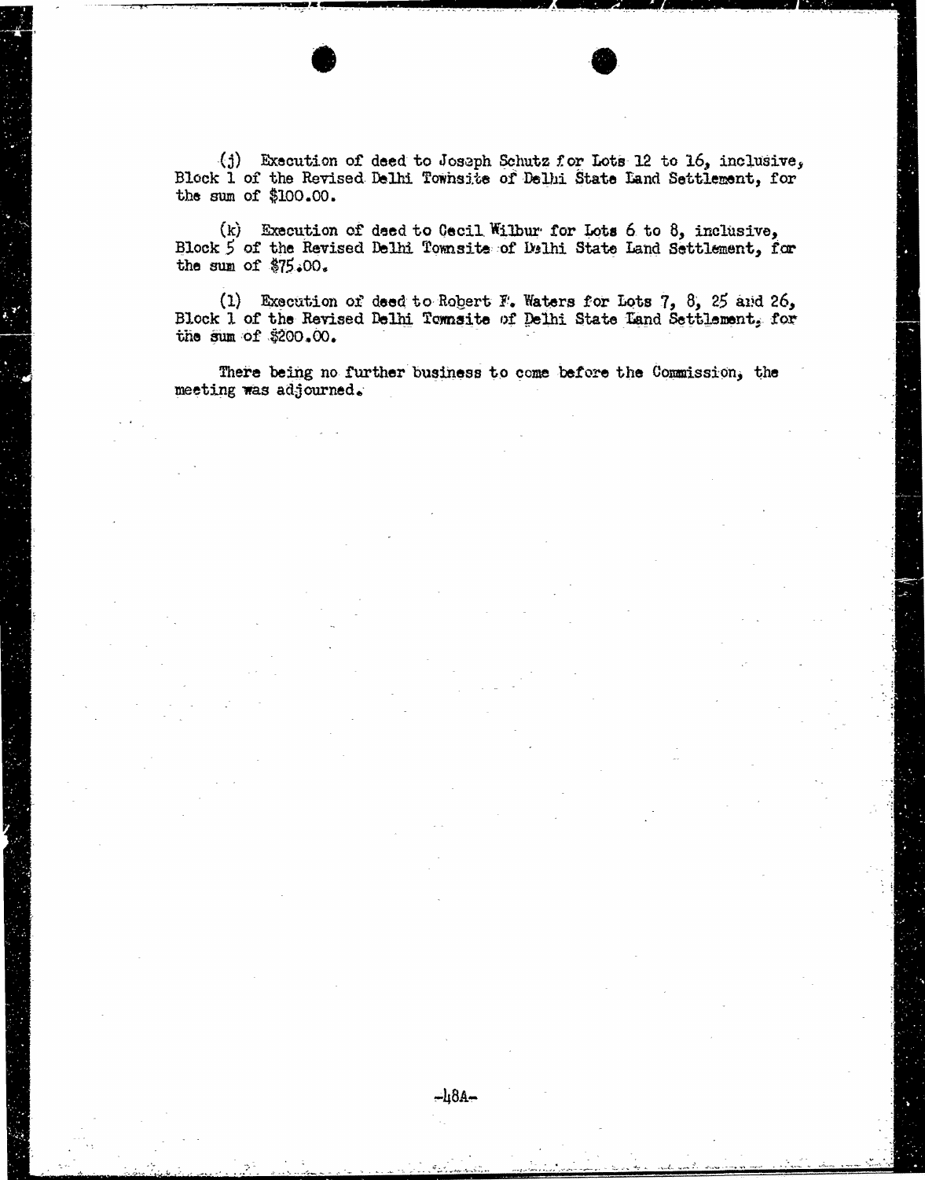(j) Execution of deed to Joseph Schutz for Lots 12 to 16, inclusive, Block 1 of the Revised Delhi Townsite of Delhi State Land Settlement, for the sum of $100.00.

(k) Execution of deed to Cecil Wilbur for Lots 6 to 8, inclusive, Block 5 of the Revised Delhi Townsite of Delhi State Land Settlement, for the sum of $75.00.

(l) Execution of deed to Robert F. Waters for Lots 7, 8, 25 and 26, Block 1 of the Revised Delhi Townsite of Delhi State Land Settlement, for the sum of $200.00.

There being no further business to come before the Commission, the meeting was adjourned.